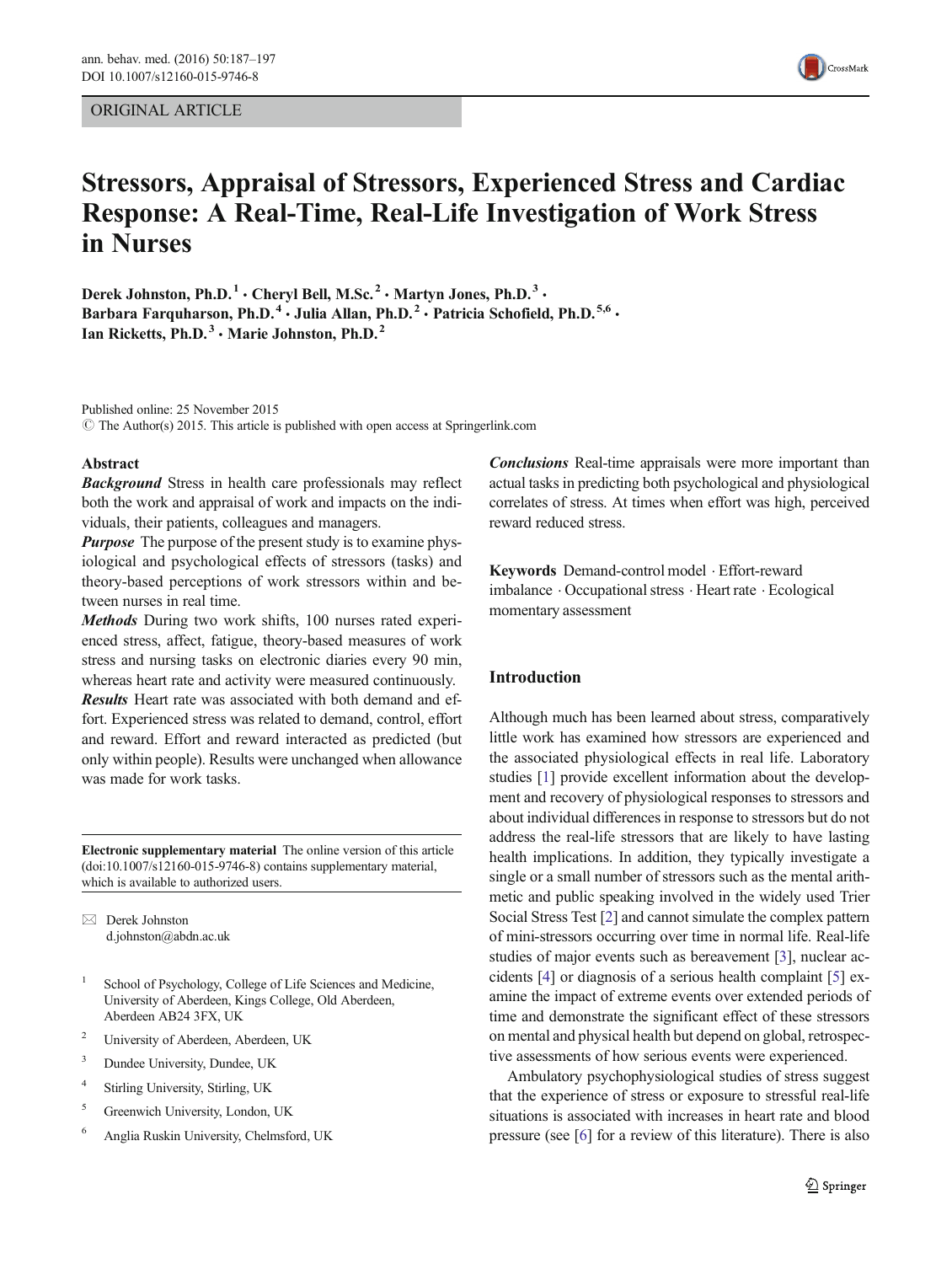ORIGINAL ARTICLE

# Stressors, Appraisal of Stressors, Experienced Stress and Cardiac Response: A Real-Time, Real-Life Investigation of Work Stress in Nurses

**Derek Johnston, Ph.D.** [1] **· Cheryl Bell, M.Sc.** [2] **· Martyn Jones, Ph.D.** [3] **· Barbara Farquharson, Ph.D.** [4] **· Julia Allan, Ph.D.** [2] **· Patricia Schofield, Ph.D.** [5,6] **· Ian Ricketts, Ph.D.** [3] **· Marie Johnston, Ph.D.** [2]

Published online: 25 November 2015
© The Author(s) 2015. This article is published with open access at Springerlink.com

## Abstract

***Background*** Stress in health care professionals may reflect both the work and appraisal of work and impacts on the individuals, their patients, colleagues and managers.

***Purpose*** The purpose of the present study is to examine physiological and psychological effects of stressors (tasks) and theory-based perceptions of work stressors within and between nurses in real time.

***Methods*** During two work shifts, 100 nurses rated experienced stress, affect, fatigue, theory-based measures of work stress and nursing tasks on electronic diaries every 90 min, whereas heart rate and activity were measured continuously.

***Results*** Heart rate was associated with both demand and effort. Experienced stress was related to demand, control, effort and reward. Effort and reward interacted as predicted (but only within people). Results were unchanged when allowance was made for work tasks.

***Conclusions*** Real-time appraisals were more important than actual tasks in predicting both psychological and physiological correlates of stress. At times when effort was high, perceived reward reduced stress.

**Keywords** Demand-control model · Effort-reward imbalance · Occupational stress · Heart rate · Ecological momentary assessment

**Electronic supplementary material** The online version of this article (doi:10.1007/s12160-015-9746-8) contains supplementary material, which is available to authorized users.

✉ Derek Johnston
d.johnston@abdn.ac.uk

[1] School of Psychology, College of Life Sciences and Medicine, University of Aberdeen, Kings College, Old Aberdeen, Aberdeen AB24 3FX, UK

[2] University of Aberdeen, Aberdeen, UK

[3] Dundee University, Dundee, UK

[4] Stirling University, Stirling, UK

[5] Greenwich University, London, UK

[6] Anglia Ruskin University, Chelmsford, UK

## Introduction

Although much has been learned about stress, comparatively little work has examined how stressors are experienced and the associated physiological effects in real life. Laboratory studies [1] provide excellent information about the development and recovery of physiological responses to stressors and about individual differences in response to stressors but do not address the real-life stressors that are likely to have lasting health implications. In addition, they typically investigate a single or a small number of stressors such as the mental arithmetic and public speaking involved in the widely used Trier Social Stress Test [2] and cannot simulate the complex pattern of mini-stressors occurring over time in normal life. Real-life studies of major events such as bereavement [3], nuclear accidents [4] or diagnosis of a serious health complaint [5] examine the impact of extreme events over extended periods of time and demonstrate the significant effect of these stressors on mental and physical health but depend on global, retrospective assessments of how serious events were experienced.

Ambulatory psychophysiological studies of stress suggest that the experience of stress or exposure to stressful real-life situations is associated with increases in heart rate and blood pressure (see [6] for a review of this literature). There is also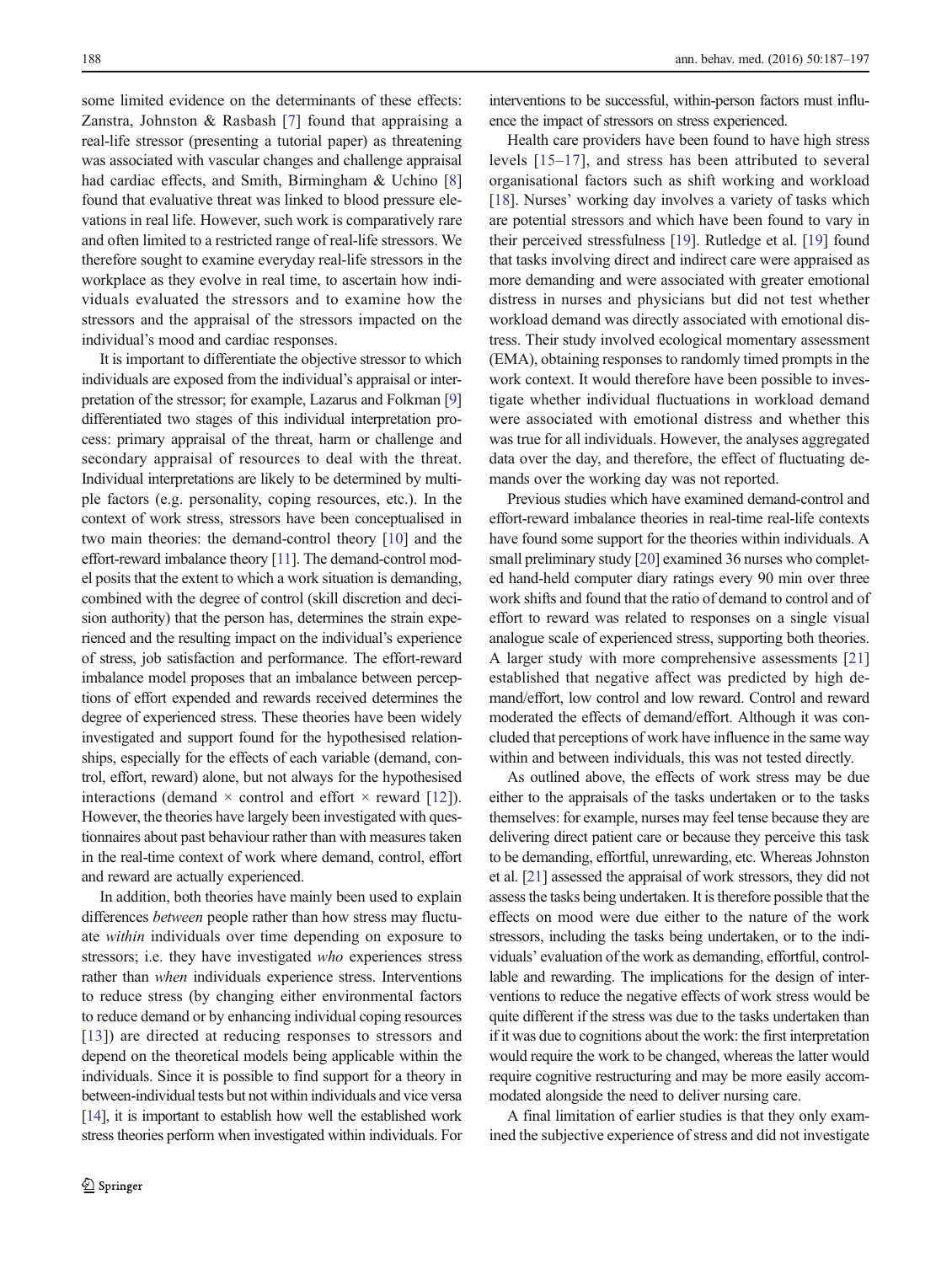some limited evidence on the determinants of these effects: Zanstra, Johnston & Rasbash [7] found that appraising a real-life stressor (presenting a tutorial paper) as threatening was associated with vascular changes and challenge appraisal had cardiac effects, and Smith, Birmingham & Uchino [8] found that evaluative threat was linked to blood pressure elevations in real life. However, such work is comparatively rare and often limited to a restricted range of real-life stressors. We therefore sought to examine everyday real-life stressors in the workplace as they evolve in real time, to ascertain how individuals evaluated the stressors and to examine how the stressors and the appraisal of the stressors impacted on the individual's mood and cardiac responses.

It is important to differentiate the objective stressor to which individuals are exposed from the individual's appraisal or interpretation of the stressor; for example, Lazarus and Folkman [9] differentiated two stages of this individual interpretation process: primary appraisal of the threat, harm or challenge and secondary appraisal of resources to deal with the threat. Individual interpretations are likely to be determined by multiple factors (e.g. personality, coping resources, etc.). In the context of work stress, stressors have been conceptualised in two main theories: the demand-control theory [10] and the effort-reward imbalance theory [11]. The demand-control model posits that the extent to which a work situation is demanding, combined with the degree of control (skill discretion and decision authority) that the person has, determines the strain experienced and the resulting impact on the individual's experience of stress, job satisfaction and performance. The effort-reward imbalance model proposes that an imbalance between perceptions of effort expended and rewards received determines the degree of experienced stress. These theories have been widely investigated and support found for the hypothesised relationships, especially for the effects of each variable (demand, control, effort, reward) alone, but not always for the hypothesised interactions (demand × control and effort × reward [12]). However, the theories have largely been investigated with questionnaires about past behaviour rather than with measures taken in the real-time context of work where demand, control, effort and reward are actually experienced.

In addition, both theories have mainly been used to explain differences *between* people rather than how stress may fluctuate *within* individuals over time depending on exposure to stressors; i.e. they have investigated *who* experiences stress rather than *when* individuals experience stress. Interventions to reduce stress (by changing either environmental factors to reduce demand or by enhancing individual coping resources [13]) are directed at reducing responses to stressors and depend on the theoretical models being applicable within the individuals. Since it is possible to find support for a theory in between-individual tests but not within individuals and vice versa [14], it is important to establish how well the established work stress theories perform when investigated within individuals. For interventions to be successful, within-person factors must influence the impact of stressors on stress experienced.

Health care providers have been found to have high stress levels [15–17], and stress has been attributed to several organisational factors such as shift working and workload [18]. Nurses' working day involves a variety of tasks which are potential stressors and which have been found to vary in their perceived stressfulness [19]. Rutledge et al. [19] found that tasks involving direct and indirect care were appraised as more demanding and were associated with greater emotional distress in nurses and physicians but did not test whether workload demand was directly associated with emotional distress. Their study involved ecological momentary assessment (EMA), obtaining responses to randomly timed prompts in the work context. It would therefore have been possible to investigate whether individual fluctuations in workload demand were associated with emotional distress and whether this was true for all individuals. However, the analyses aggregated data over the day, and therefore, the effect of fluctuating demands over the working day was not reported.

Previous studies which have examined demand-control and effort-reward imbalance theories in real-time real-life contexts have found some support for the theories within individuals. A small preliminary study [20] examined 36 nurses who completed hand-held computer diary ratings every 90 min over three work shifts and found that the ratio of demand to control and of effort to reward was related to responses on a single visual analogue scale of experienced stress, supporting both theories. A larger study with more comprehensive assessments [21] established that negative affect was predicted by high demand/effort, low control and low reward. Control and reward moderated the effects of demand/effort. Although it was concluded that perceptions of work have influence in the same way within and between individuals, this was not tested directly.

As outlined above, the effects of work stress may be due either to the appraisals of the tasks undertaken or to the tasks themselves: for example, nurses may feel tense because they are delivering direct patient care or because they perceive this task to be demanding, effortful, unrewarding, etc. Whereas Johnston et al. [21] assessed the appraisal of work stressors, they did not assess the tasks being undertaken. It is therefore possible that the effects on mood were due either to the nature of the work stressors, including the tasks being undertaken, or to the individuals' evaluation of the work as demanding, effortful, controllable and rewarding. The implications for the design of interventions to reduce the negative effects of work stress would be quite different if the stress was due to the tasks undertaken than if it was due to cognitions about the work: the first interpretation would require the work to be changed, whereas the latter would require cognitive restructuring and may be more easily accommodated alongside the need to deliver nursing care.

A final limitation of earlier studies is that they only examined the subjective experience of stress and did not investigate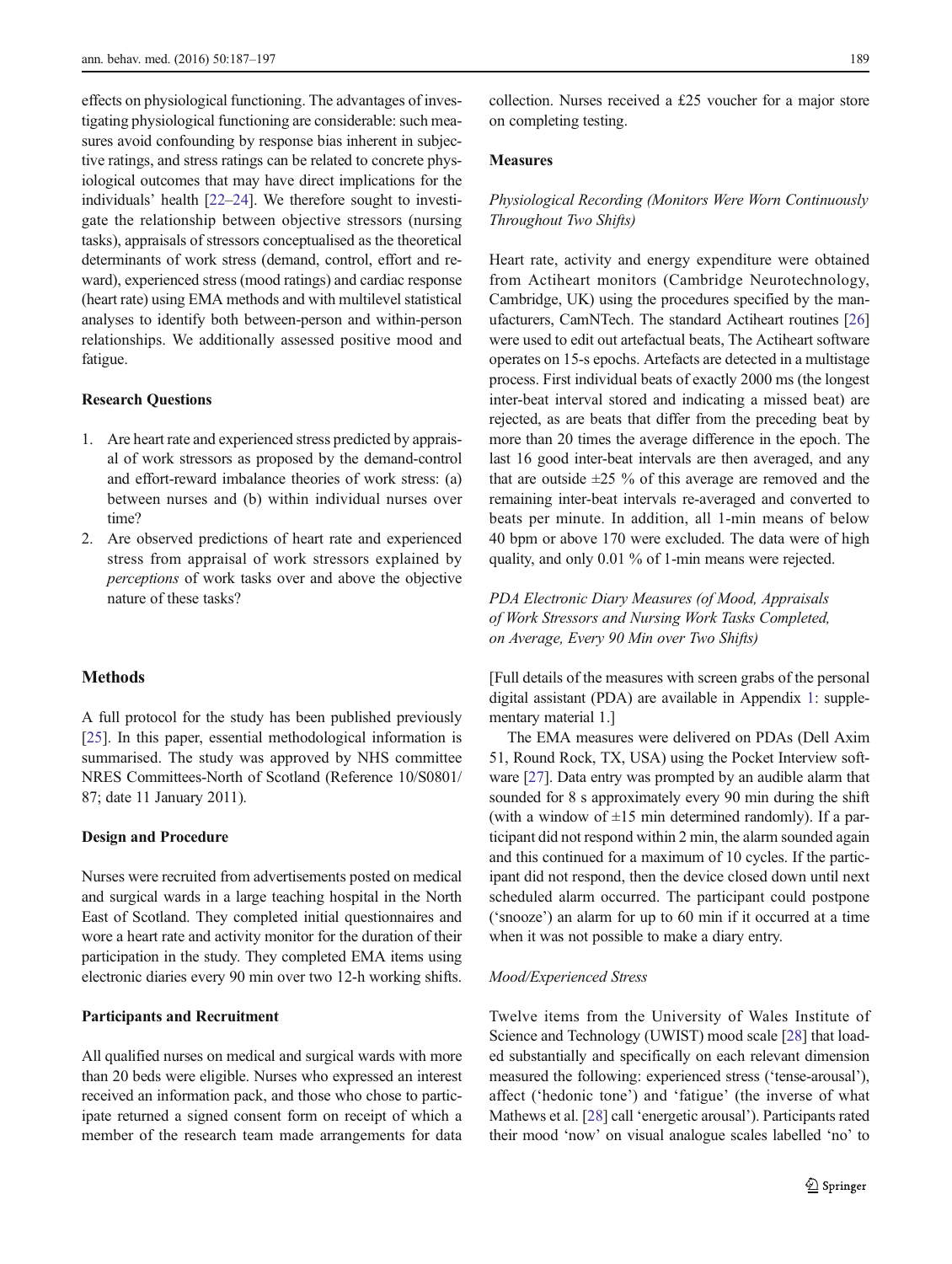effects on physiological functioning. The advantages of investigating physiological functioning are considerable: such measures avoid confounding by response bias inherent in subjective ratings, and stress ratings can be related to concrete physiological outcomes that may have direct implications for the individuals' health [22–24]. We therefore sought to investigate the relationship between objective stressors (nursing tasks), appraisals of stressors conceptualised as the theoretical determinants of work stress (demand, control, effort and reward), experienced stress (mood ratings) and cardiac response (heart rate) using EMA methods and with multilevel statistical analyses to identify both between-person and within-person relationships. We additionally assessed positive mood and fatigue.

### Research Questions

1. Are heart rate and experienced stress predicted by appraisal of work stressors as proposed by the demand-control and effort-reward imbalance theories of work stress: (a) between nurses and (b) within individual nurses over time?
2. Are observed predictions of heart rate and experienced stress from appraisal of work stressors explained by *perceptions* of work tasks over and above the objective nature of these tasks?

## Methods

A full protocol for the study has been published previously [25]. In this paper, essential methodological information is summarised. The study was approved by NHS committee NRES Committees-North of Scotland (Reference 10/S0801/87; date 11 January 2011).

### Design and Procedure

Nurses were recruited from advertisements posted on medical and surgical wards in a large teaching hospital in the North East of Scotland. They completed initial questionnaires and wore a heart rate and activity monitor for the duration of their participation in the study. They completed EMA items using electronic diaries every 90 min over two 12-h working shifts.

### Participants and Recruitment

All qualified nurses on medical and surgical wards with more than 20 beds were eligible. Nurses who expressed an interest received an information pack, and those who chose to participate returned a signed consent form on receipt of which a member of the research team made arrangements for data collection. Nurses received a £25 voucher for a major store on completing testing.

### Measures

#### *Physiological Recording (Monitors Were Worn Continuously Throughout Two Shifts)*

Heart rate, activity and energy expenditure were obtained from Actiheart monitors (Cambridge Neurotechnology, Cambridge, UK) using the procedures specified by the manufacturers, CamNTech. The standard Actiheart routines [26] were used to edit out artefactual beats, The Actiheart software operates on 15-s epochs. Artefacts are detected in a multistage process. First individual beats of exactly 2000 ms (the longest inter-beat interval stored and indicating a missed beat) are rejected, as are beats that differ from the preceding beat by more than 20 times the average difference in the epoch. The last 16 good inter-beat intervals are then averaged, and any that are outside ±25 % of this average are removed and the remaining inter-beat intervals re-averaged and converted to beats per minute. In addition, all 1-min means of below 40 bpm or above 170 were excluded. The data were of high quality, and only 0.01 % of 1-min means were rejected.

#### *PDA Electronic Diary Measures (of Mood, Appraisals of Work Stressors and Nursing Work Tasks Completed, on Average, Every 90 Min over Two Shifts)*

[Full details of the measures with screen grabs of the personal digital assistant (PDA) are available in Appendix 1: supplementary material 1.]

The EMA measures were delivered on PDAs (Dell Axim 51, Round Rock, TX, USA) using the Pocket Interview software [27]. Data entry was prompted by an audible alarm that sounded for 8 s approximately every 90 min during the shift (with a window of ±15 min determined randomly). If a participant did not respond within 2 min, the alarm sounded again and this continued for a maximum of 10 cycles. If the participant did not respond, then the device closed down until next scheduled alarm occurred. The participant could postpone ('snooze') an alarm for up to 60 min if it occurred at a time when it was not possible to make a diary entry.

#### *Mood/Experienced Stress*

Twelve items from the University of Wales Institute of Science and Technology (UWIST) mood scale [28] that loaded substantially and specifically on each relevant dimension measured the following: experienced stress ('tense-arousal'), affect ('hedonic tone') and 'fatigue' (the inverse of what Mathews et al. [28] call 'energetic arousal'). Participants rated their mood 'now' on visual analogue scales labelled 'no' to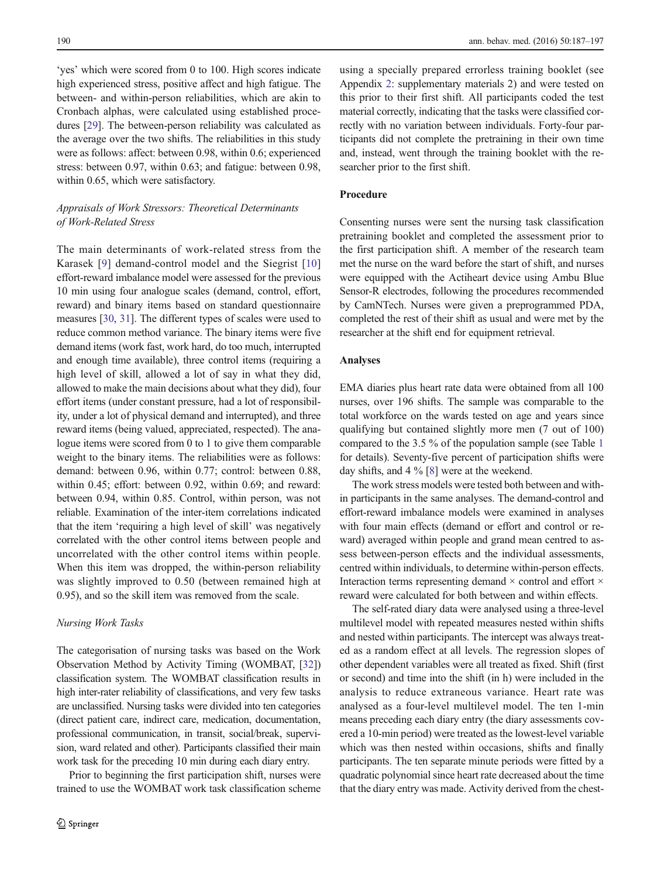'yes' which were scored from 0 to 100. High scores indicate high experienced stress, positive affect and high fatigue. The between- and within-person reliabilities, which are akin to Cronbach alphas, were calculated using established procedures [29]. The between-person reliability was calculated as the average over the two shifts. The reliabilities in this study were as follows: affect: between 0.98, within 0.6; experienced stress: between 0.97, within 0.63; and fatigue: between 0.98, within 0.65, which were satisfactory.

### *Appraisals of Work Stressors: Theoretical Determinants of Work-Related Stress*

The main determinants of work-related stress from the Karasek [9] demand-control model and the Siegrist [10] effort-reward imbalance model were assessed for the previous 10 min using four analogue scales (demand, control, effort, reward) and binary items based on standard questionnaire measures [30, 31]. The different types of scales were used to reduce common method variance. The binary items were five demand items (work fast, work hard, do too much, interrupted and enough time available), three control items (requiring a high level of skill, allowed a lot of say in what they did, allowed to make the main decisions about what they did), four effort items (under constant pressure, had a lot of responsibility, under a lot of physical demand and interrupted), and three reward items (being valued, appreciated, respected). The analogue items were scored from 0 to 1 to give them comparable weight to the binary items. The reliabilities were as follows: demand: between 0.96, within 0.77; control: between 0.88, within 0.45; effort: between 0.92, within 0.69; and reward: between 0.94, within 0.85. Control, within person, was not reliable. Examination of the inter-item correlations indicated that the item 'requiring a high level of skill' was negatively correlated with the other control items between people and uncorrelated with the other control items within people. When this item was dropped, the within-person reliability was slightly improved to 0.50 (between remained high at 0.95), and so the skill item was removed from the scale.

### *Nursing Work Tasks*

The categorisation of nursing tasks was based on the Work Observation Method by Activity Timing (WOMBAT, [32]) classification system. The WOMBAT classification results in high inter-rater reliability of classifications, and very few tasks are unclassified. Nursing tasks were divided into ten categories (direct patient care, indirect care, medication, documentation, professional communication, in transit, social/break, supervision, ward related and other). Participants classified their main work task for the preceding 10 min during each diary entry.

Prior to beginning the first participation shift, nurses were trained to use the WOMBAT work task classification scheme using a specially prepared errorless training booklet (see Appendix 2: supplementary materials 2) and were tested on this prior to their first shift. All participants coded the test material correctly, indicating that the tasks were classified correctly with no variation between individuals. Forty-four participants did not complete the pretraining in their own time and, instead, went through the training booklet with the researcher prior to the first shift.

### Procedure

Consenting nurses were sent the nursing task classification pretraining booklet and completed the assessment prior to the first participation shift. A member of the research team met the nurse on the ward before the start of shift, and nurses were equipped with the Actiheart device using Ambu Blue Sensor-R electrodes, following the procedures recommended by CamNTech. Nurses were given a preprogrammed PDA, completed the rest of their shift as usual and were met by the researcher at the shift end for equipment retrieval.

### Analyses

EMA diaries plus heart rate data were obtained from all 100 nurses, over 196 shifts. The sample was comparable to the total workforce on the wards tested on age and years since qualifying but contained slightly more men (7 out of 100) compared to the 3.5 % of the population sample (see Table 1 for details). Seventy-five percent of participation shifts were day shifts, and 4 % [8] were at the weekend.

The work stress models were tested both between and within participants in the same analyses. The demand-control and effort-reward imbalance models were examined in analyses with four main effects (demand or effort and control or reward) averaged within people and grand mean centred to assess between-person effects and the individual assessments, centred within individuals, to determine within-person effects. Interaction terms representing demand × control and effort × reward were calculated for both between and within effects.

The self-rated diary data were analysed using a three-level multilevel model with repeated measures nested within shifts and nested within participants. The intercept was always treated as a random effect at all levels. The regression slopes of other dependent variables were all treated as fixed. Shift (first or second) and time into the shift (in h) were included in the analysis to reduce extraneous variance. Heart rate was analysed as a four-level multilevel model. The ten 1-min means preceding each diary entry (the diary assessments covered a 10-min period) were treated as the lowest-level variable which was then nested within occasions, shifts and finally participants. The ten separate minute periods were fitted by a quadratic polynomial since heart rate decreased about the time that the diary entry was made. Activity derived from the chest-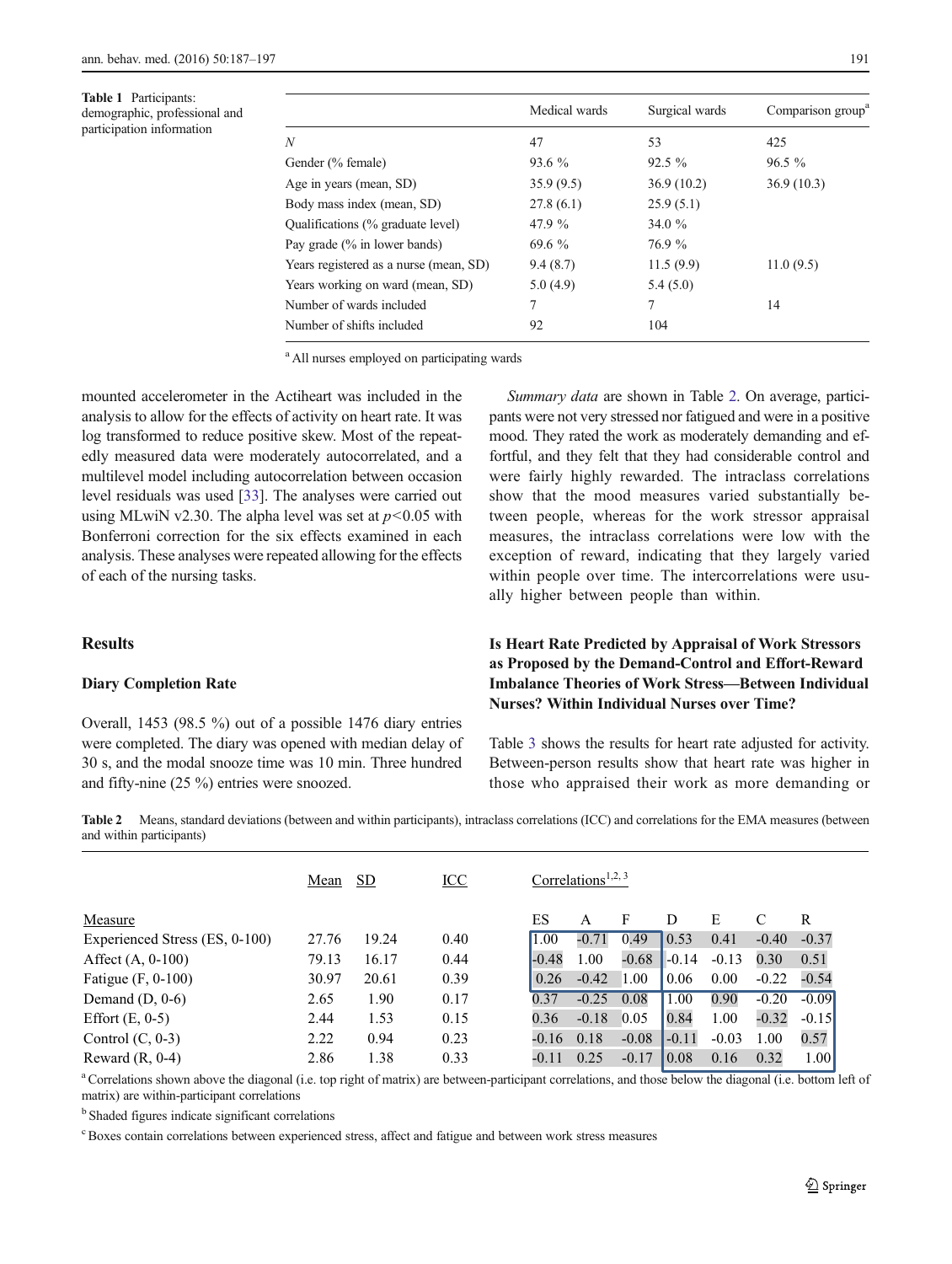Table 1 Participants: demographic, professional and participation information

| | Medical wards | Surgical wards | Comparison group[a] |
|---|---|---|---|
| *N* | 47 | 53 | 425 |
| Gender (% female) | 93.6 % | 92.5 % | 96.5 % |
| Age in years (mean, SD) | 35.9 (9.5) | 36.9 (10.2) | 36.9 (10.3) |
| Body mass index (mean, SD) | 27.8 (6.1) | 25.9 (5.1) | |
| Qualifications (% graduate level) | 47.9 % | 34.0 % | |
| Pay grade (% in lower bands) | 69.6 % | 76.9 % | |
| Years registered as a nurse (mean, SD) | 9.4 (8.7) | 11.5 (9.9) | 11.0 (9.5) |
| Years working on ward (mean, SD) | 5.0 (4.9) | 5.4 (5.0) | |
| Number of wards included | 7 | 7 | 14 |
| Number of shifts included | 92 | 104 | |

[a] All nurses employed on participating wards

mounted accelerometer in the Actiheart was included in the analysis to allow for the effects of activity on heart rate. It was log transformed to reduce positive skew. Most of the repeatedly measured data were moderately autocorrelated, and a multilevel model including autocorrelation between occasion level residuals was used [33]. The analyses were carried out using MLwiN v2.30. The alpha level was set at $p<0.05$ with Bonferroni correction for the six effects examined in each analysis. These analyses were repeated allowing for the effects of each of the nursing tasks.

## Results

### Diary Completion Rate

Overall, 1453 (98.5 %) out of a possible 1476 diary entries were completed. The diary was opened with median delay of 30 s, and the modal snooze time was 10 min. Three hundred and fifty-nine (25 %) entries were snoozed.

*Summary data* are shown in Table 2. On average, participants were not very stressed nor fatigued and were in a positive mood. They rated the work as moderately demanding and effortful, and they felt that they had considerable control and were fairly highly rewarded. The intraclass correlations show that the mood measures varied substantially between people, whereas for the work stressor appraisal measures, the intraclass correlations were low with the exception of reward, indicating that they largely varied within people over time. The intercorrelations were usually higher between people than within.

### Is Heart Rate Predicted by Appraisal of Work Stressors as Proposed by the Demand-Control and Effort-Reward Imbalance Theories of Work Stress—Between Individual Nurses? Within Individual Nurses over Time?

Table 3 shows the results for heart rate adjusted for activity. Between-person results show that heart rate was higher in those who appraised their work as more demanding or

Table 2 Means, standard deviations (between and within participants), intraclass correlations (ICC) and correlations for the EMA measures (between and within participants)

| Measure | Mean | SD | ICC | Correlations[1,2,3] ES | A | F | D | E | C | R |
|---|---|---|---|---|---|---|---|---|---|---|
| Experienced Stress (ES, 0-100) | 27.76 | 19.24 | 0.40 | 1.00 | -0.71 | 0.49 | 0.53 | 0.41 | -0.40 | -0.37 |
| Affect (A, 0-100) | 79.13 | 16.17 | 0.44 | -0.48 | 1.00 | -0.68 | -0.14 | -0.13 | 0.30 | 0.51 |
| Fatigue (F, 0-100) | 30.97 | 20.61 | 0.39 | 0.26 | -0.42 | 1.00 | 0.06 | 0.00 | -0.22 | -0.54 |
| Demand (D, 0-6) | 2.65 | 1.90 | 0.17 | 0.37 | -0.25 | 0.08 | 1.00 | 0.90 | -0.20 | -0.09 |
| Effort (E, 0-5) | 2.44 | 1.53 | 0.15 | 0.36 | -0.18 | 0.05 | 0.84 | 1.00 | -0.32 | -0.15 |
| Control (C, 0-3) | 2.22 | 0.94 | 0.23 | -0.16 | 0.18 | -0.08 | -0.11 | -0.03 | 1.00 | 0.57 |
| Reward (R, 0-4) | 2.86 | 1.38 | 0.33 | -0.11 | 0.25 | -0.17 | 0.08 | 0.16 | 0.32 | 1.00 |

[a] Correlations shown above the diagonal (i.e. top right of matrix) are between-participant correlations, and those below the diagonal (i.e. bottom left of matrix) are within-participant correlations

[b] Shaded figures indicate significant correlations

[c] Boxes contain correlations between experienced stress, affect and fatigue and between work stress measures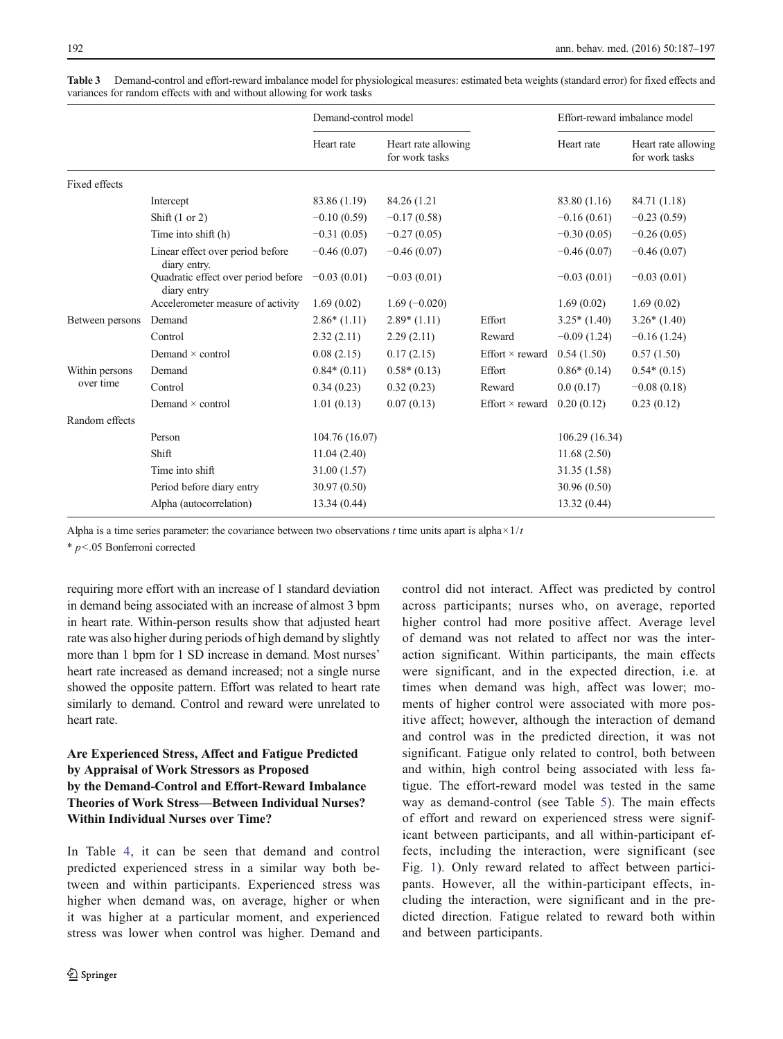**Table 3** Demand-control and effort-reward imbalance model for physiological measures: estimated beta weights (standard error) for fixed effects and variances for random effects with and without allowing for work tasks

| | | Demand-control model | | | Effort-reward imbalance model | |
|---|---|---|---|---|---|---|
| | | Heart rate | Heart rate allowing for work tasks | | Heart rate | Heart rate allowing for work tasks |
| Fixed effects | | | | | | |
| | Intercept | 83.86 (1.19) | 84.26 (1.21 | | 83.80 (1.16) | 84.71 (1.18) |
| | Shift (1 or 2) | −0.10 (0.59) | −0.17 (0.58) | | −0.16 (0.61) | −0.23 (0.59) |
| | Time into shift (h) | −0.31 (0.05) | −0.27 (0.05) | | −0.30 (0.05) | −0.26 (0.05) |
| | Linear effect over period before diary entry. | −0.46 (0.07) | −0.46 (0.07) | | −0.46 (0.07) | −0.46 (0.07) |
| | Quadratic effect over period before diary entry | −0.03 (0.01) | −0.03 (0.01) | | −0.03 (0.01) | −0.03 (0.01) |
| | Accelerometer measure of activity | 1.69 (0.02) | 1.69 (−0.020) | | 1.69 (0.02) | 1.69 (0.02) |
| Between persons | Demand | 2.86* (1.11) | 2.89* (1.11) | Effort | 3.25* (1.40) | 3.26* (1.40) |
| | Control | 2.32 (2.11) | 2.29 (2.11) | Reward | −0.09 (1.24) | −0.16 (1.24) |
| | Demand × control | 0.08 (2.15) | 0.17 (2.15) | Effort × reward | 0.54 (1.50) | 0.57 (1.50) |
| Within persons over time | Demand | 0.84* (0.11) | 0.58* (0.13) | Effort | 0.86* (0.14) | 0.54* (0.15) |
| | Control | 0.34 (0.23) | 0.32 (0.23) | Reward | 0.0 (0.17) | −0.08 (0.18) |
| | Demand × control | 1.01 (0.13) | 0.07 (0.13) | Effort × reward | 0.20 (0.12) | 0.23 (0.12) |
| Random effects | | | | | | |
| | Person | 104.76 (16.07) | | | 106.29 (16.34) | |
| | Shift | 11.04 (2.40) | | | 11.68 (2.50) | |
| | Time into shift | 31.00 (1.57) | | | 31.35 (1.58) | |
| | Period before diary entry | 30.97 (0.50) | | | 30.96 (0.50) | |
| | Alpha (autocorrelation) | 13.34 (0.44) | | | 13.32 (0.44) | |

Alpha is a time series parameter: the covariance between two observations $t$ time units apart is alpha$\times 1/t$

\* $p<.05$ Bonferroni corrected

requiring more effort with an increase of 1 standard deviation in demand being associated with an increase of almost 3 bpm in heart rate. Within-person results show that adjusted heart rate was also higher during periods of high demand by slightly more than 1 bpm for 1 SD increase in demand. Most nurses' heart rate increased as demand increased; not a single nurse showed the opposite pattern. Effort was related to heart rate similarly to demand. Control and reward were unrelated to heart rate.

### Are Experienced Stress, Affect and Fatigue Predicted by Appraisal of Work Stressors as Proposed by the Demand-Control and Effort-Reward Imbalance Theories of Work Stress—Between Individual Nurses? Within Individual Nurses over Time?

In Table 4, it can be seen that demand and control predicted experienced stress in a similar way both between and within participants. Experienced stress was higher when demand was, on average, higher or when it was higher at a particular moment, and experienced stress was lower when control was higher. Demand and control did not interact. Affect was predicted by control across participants; nurses who, on average, reported higher control had more positive affect. Average level of demand was not related to affect nor was the interaction significant. Within participants, the main effects were significant, and in the expected direction, i.e. at times when demand was high, affect was lower; moments of higher control were associated with more positive affect; however, although the interaction of demand and control was in the predicted direction, it was not significant. Fatigue only related to control, both between and within, high control being associated with less fatigue. The effort-reward model was tested in the same way as demand-control (see Table 5). The main effects of effort and reward on experienced stress were significant between participants, and all within-participant effects, including the interaction, were significant (see Fig. 1). Only reward related to affect between participants. However, all the within-participant effects, including the interaction, were significant and in the predicted direction. Fatigue related to reward both within and between participants.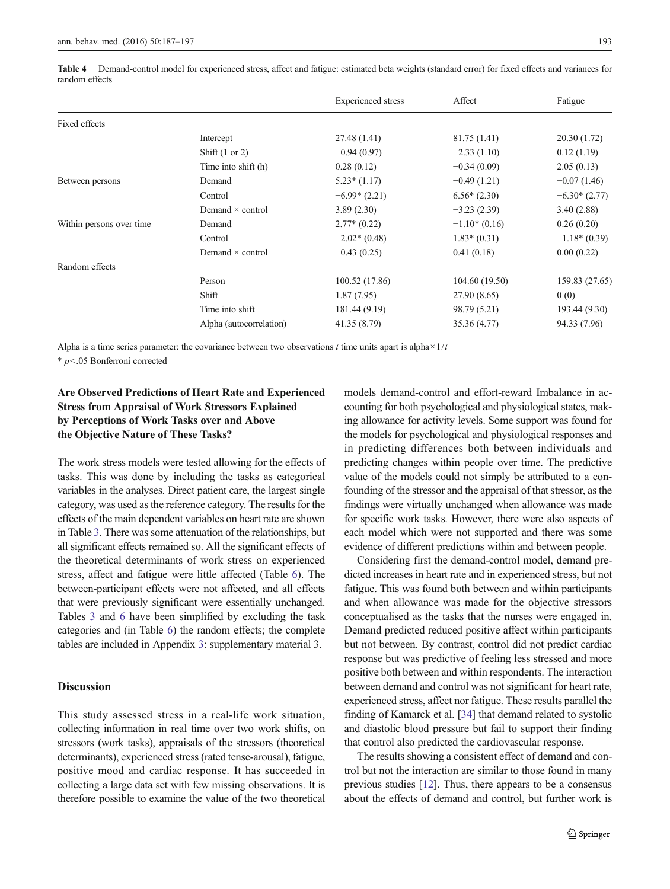**Table 4** Demand-control model for experienced stress, affect and fatigue: estimated beta weights (standard error) for fixed effects and variances for random effects

| | | Experienced stress | Affect | Fatigue |
|---|---|---|---|---|
| Fixed effects | | | | |
| | Intercept | 27.48 (1.41) | 81.75 (1.41) | 20.30 (1.72) |
| | Shift (1 or 2) | −0.94 (0.97) | −2.33 (1.10) | 0.12 (1.19) |
| | Time into shift (h) | 0.28 (0.12) | −0.34 (0.09) | 2.05 (0.13) |
| Between persons | Demand | 5.23* (1.17) | −0.49 (1.21) | −0.07 (1.46) |
| | Control | −6.99* (2.21) | 6.56* (2.30) | −6.30* (2.77) |
| | Demand × control | 3.89 (2.30) | −3.23 (2.39) | 3.40 (2.88) |
| Within persons over time | Demand | 2.77* (0.22) | −1.10* (0.16) | 0.26 (0.20) |
| | Control | −2.02* (0.48) | 1.83* (0.31) | −1.18* (0.39) |
| | Demand × control | −0.43 (0.25) | 0.41 (0.18) | 0.00 (0.22) |
| Random effects | | | | |
| | Person | 100.52 (17.86) | 104.60 (19.50) | 159.83 (27.65) |
| | Shift | 1.87 (7.95) | 27.90 (8.65) | 0 (0) |
| | Time into shift | 181.44 (9.19) | 98.79 (5.21) | 193.44 (9.30) |
| | Alpha (autocorrelation) | 41.35 (8.79) | 35.36 (4.77) | 94.33 (7.96) |

Alpha is a time series parameter: the covariance between two observations $t$ time units apart is alpha$\times 1/t$

* $p<.05$ Bonferroni corrected

### Are Observed Predictions of Heart Rate and Experienced Stress from Appraisal of Work Stressors Explained by Perceptions of Work Tasks over and Above the Objective Nature of These Tasks?

The work stress models were tested allowing for the effects of tasks. This was done by including the tasks as categorical variables in the analyses. Direct patient care, the largest single category, was used as the reference category. The results for the effects of the main dependent variables on heart rate are shown in Table 3. There was some attenuation of the relationships, but all significant effects remained so. All the significant effects of the theoretical determinants of work stress on experienced stress, affect and fatigue were little affected (Table 6). The between-participant effects were not affected, and all effects that were previously significant were essentially unchanged. Tables 3 and 6 have been simplified by excluding the task categories and (in Table 6) the random effects; the complete tables are included in Appendix 3: supplementary material 3.

## Discussion

This study assessed stress in a real-life work situation, collecting information in real time over two work shifts, on stressors (work tasks), appraisals of the stressors (theoretical determinants), experienced stress (rated tense-arousal), fatigue, positive mood and cardiac response. It has succeeded in collecting a large data set with few missing observations. It is therefore possible to examine the value of the two theoretical models demand-control and effort-reward Imbalance in accounting for both psychological and physiological states, making allowance for activity levels. Some support was found for the models for psychological and physiological responses and in predicting differences both between individuals and predicting changes within people over time. The predictive value of the models could not simply be attributed to a confounding of the stressor and the appraisal of that stressor, as the findings were virtually unchanged when allowance was made for specific work tasks. However, there were also aspects of each model which were not supported and there was some evidence of different predictions within and between people.

Considering first the demand-control model, demand predicted increases in heart rate and in experienced stress, but not fatigue. This was found both between and within participants and when allowance was made for the objective stressors conceptualised as the tasks that the nurses were engaged in. Demand predicted reduced positive affect within participants but not between. By contrast, control did not predict cardiac response but was predictive of feeling less stressed and more positive both between and within respondents. The interaction between demand and control was not significant for heart rate, experienced stress, affect nor fatigue. These results parallel the finding of Kamarck et al. [34] that demand related to systolic and diastolic blood pressure but fail to support their finding that control also predicted the cardiovascular response.

The results showing a consistent effect of demand and control but not the interaction are similar to those found in many previous studies [12]. Thus, there appears to be a consensus about the effects of demand and control, but further work is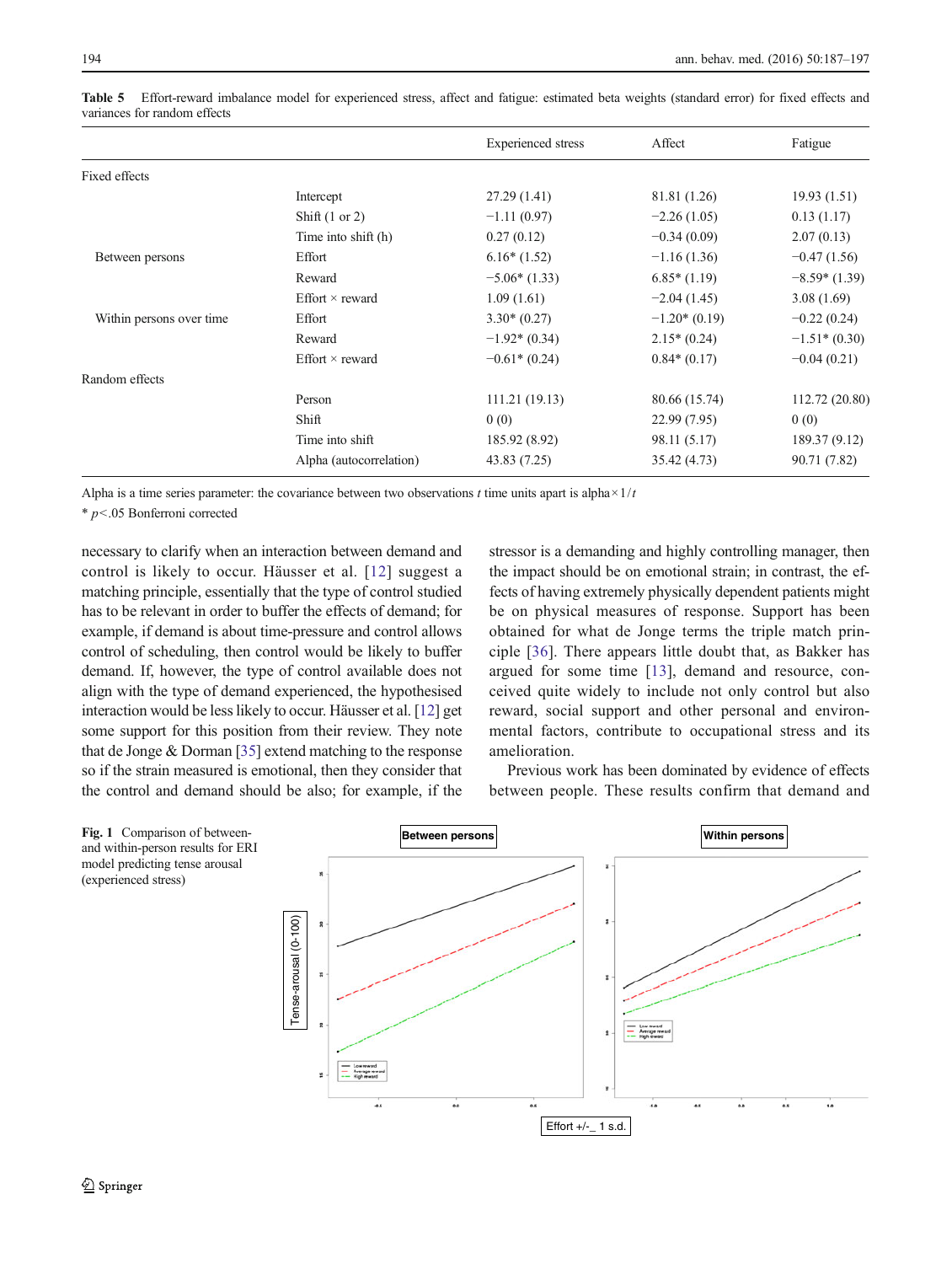**Table 5** Effort-reward imbalance model for experienced stress, affect and fatigue: estimated beta weights (standard error) for fixed effects and variances for random effects

| | | Experienced stress | Affect | Fatigue |
|---|---|---|---|---|
| Fixed effects | | | | |
| | Intercept | 27.29 (1.41) | 81.81 (1.26) | 19.93 (1.51) |
| | Shift (1 or 2) | −1.11 (0.97) | −2.26 (1.05) | 0.13 (1.17) |
| | Time into shift (h) | 0.27 (0.12) | −0.34 (0.09) | 2.07 (0.13) |
| Between persons | Effort | 6.16* (1.52) | −1.16 (1.36) | −0.47 (1.56) |
| | Reward | −5.06* (1.33) | 6.85* (1.19) | −8.59* (1.39) |
| | Effort × reward | 1.09 (1.61) | −2.04 (1.45) | 3.08 (1.69) |
| Within persons over time | Effort | 3.30* (0.27) | −1.20* (0.19) | −0.22 (0.24) |
| | Reward | −1.92* (0.34) | 2.15* (0.24) | −1.51* (0.30) |
| | Effort × reward | −0.61* (0.24) | 0.84* (0.17) | −0.04 (0.21) |
| Random effects | | | | |
| | Person | 111.21 (19.13) | 80.66 (15.74) | 112.72 (20.80) |
| | Shift | 0 (0) | 22.99 (7.95) | 0 (0) |
| | Time into shift | 185.92 (8.92) | 98.11 (5.17) | 189.37 (9.12) |
| | Alpha (autocorrelation) | 43.83 (7.25) | 35.42 (4.73) | 90.71 (7.82) |

Alpha is a time series parameter: the covariance between two observations $t$ time units apart is alpha$\times 1/t$

* $p<.05$ Bonferroni corrected

necessary to clarify when an interaction between demand and control is likely to occur. Häusser et al. [12] suggest a matching principle, essentially that the type of control studied has to be relevant in order to buffer the effects of demand; for example, if demand is about time-pressure and control allows control of scheduling, then control would be likely to buffer demand. If, however, the type of control available does not align with the type of demand experienced, the hypothesised interaction would be less likely to occur. Häusser et al. [12] get some support for this position from their review. They note that de Jonge & Dorman [35] extend matching to the response so if the strain measured is emotional, then they consider that the control and demand should be also; for example, if the stressor is a demanding and highly controlling manager, then the impact should be on emotional strain; in contrast, the effects of having extremely physically dependent patients might be on physical measures of response. Support has been obtained for what de Jonge terms the triple match principle [36]. There appears little doubt that, as Bakker has argued for some time [13], demand and resource, conceived quite widely to include not only control but also reward, social support and other personal and environmental factors, contribute to occupational stress and its amelioration.

Previous work has been dominated by evidence of effects between people. These results confirm that demand and

**Fig. 1** Comparison of between- and within-person results for ERI model predicting tense arousal (experienced stress)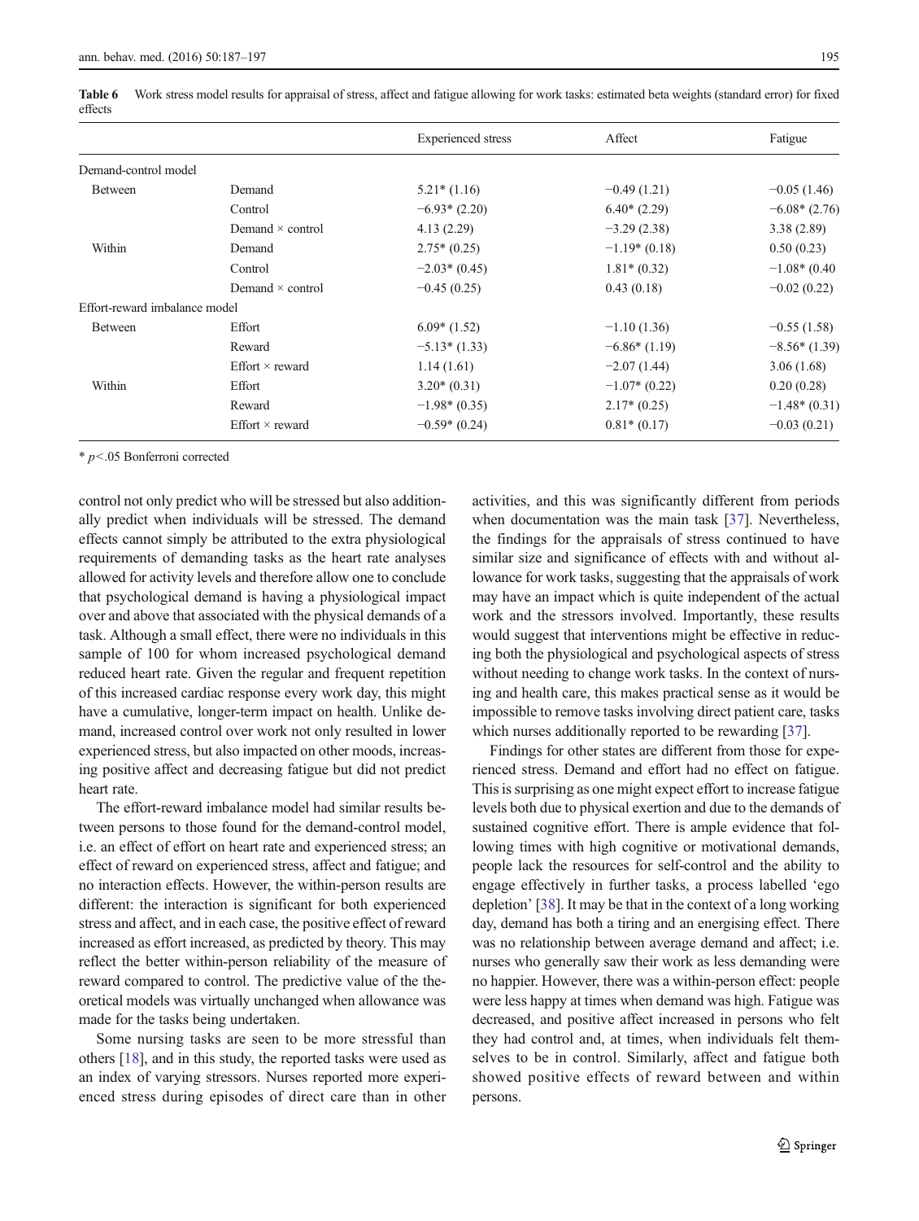**Table 6** Work stress model results for appraisal of stress, affect and fatigue allowing for work tasks: estimated beta weights (standard error) for fixed effects

| | | Experienced stress | Affect | Fatigue |
|---|---|---|---|---|
| Demand-control model | | | | |
| Between | Demand | 5.21* (1.16) | −0.49 (1.21) | −0.05 (1.46) |
| | Control | −6.93* (2.20) | 6.40* (2.29) | −6.08* (2.76) |
| | Demand × control | 4.13 (2.29) | −3.29 (2.38) | 3.38 (2.89) |
| Within | Demand | 2.75* (0.25) | −1.19* (0.18) | 0.50 (0.23) |
| | Control | −2.03* (0.45) | 1.81* (0.32) | −1.08* (0.40 |
| | Demand × control | −0.45 (0.25) | 0.43 (0.18) | −0.02 (0.22) |
| Effort-reward imbalance model | | | | |
| Between | Effort | 6.09* (1.52) | −1.10 (1.36) | −0.55 (1.58) |
| | Reward | −5.13* (1.33) | −6.86* (1.19) | −8.56* (1.39) |
| | Effort × reward | 1.14 (1.61) | −2.07 (1.44) | 3.06 (1.68) |
| Within | Effort | 3.20* (0.31) | −1.07* (0.22) | 0.20 (0.28) |
| | Reward | −1.98* (0.35) | 2.17* (0.25) | −1.48* (0.31) |
| | Effort × reward | −0.59* (0.24) | 0.81* (0.17) | −0.03 (0.21) |

* $p<.05$ Bonferroni corrected

control not only predict who will be stressed but also additionally predict when individuals will be stressed. The demand effects cannot simply be attributed to the extra physiological requirements of demanding tasks as the heart rate analyses allowed for activity levels and therefore allow one to conclude that psychological demand is having a physiological impact over and above that associated with the physical demands of a task. Although a small effect, there were no individuals in this sample of 100 for whom increased psychological demand reduced heart rate. Given the regular and frequent repetition of this increased cardiac response every work day, this might have a cumulative, longer-term impact on health. Unlike demand, increased control over work not only resulted in lower experienced stress, but also impacted on other moods, increasing positive affect and decreasing fatigue but did not predict heart rate.

The effort-reward imbalance model had similar results between persons to those found for the demand-control model, i.e. an effect of effort on heart rate and experienced stress; an effect of reward on experienced stress, affect and fatigue; and no interaction effects. However, the within-person results are different: the interaction is significant for both experienced stress and affect, and in each case, the positive effect of reward increased as effort increased, as predicted by theory. This may reflect the better within-person reliability of the measure of reward compared to control. The predictive value of the theoretical models was virtually unchanged when allowance was made for the tasks being undertaken.

Some nursing tasks are seen to be more stressful than others [18], and in this study, the reported tasks were used as an index of varying stressors. Nurses reported more experienced stress during episodes of direct care than in other activities, and this was significantly different from periods when documentation was the main task [37]. Nevertheless, the findings for the appraisals of stress continued to have similar size and significance of effects with and without allowance for work tasks, suggesting that the appraisals of work may have an impact which is quite independent of the actual work and the stressors involved. Importantly, these results would suggest that interventions might be effective in reducing both the physiological and psychological aspects of stress without needing to change work tasks. In the context of nursing and health care, this makes practical sense as it would be impossible to remove tasks involving direct patient care, tasks which nurses additionally reported to be rewarding [37].

Findings for other states are different from those for experienced stress. Demand and effort had no effect on fatigue. This is surprising as one might expect effort to increase fatigue levels both due to physical exertion and due to the demands of sustained cognitive effort. There is ample evidence that following times with high cognitive or motivational demands, people lack the resources for self-control and the ability to engage effectively in further tasks, a process labelled 'ego depletion' [38]. It may be that in the context of a long working day, demand has both a tiring and an energising effect. There was no relationship between average demand and affect; i.e. nurses who generally saw their work as less demanding were no happier. However, there was a within-person effect: people were less happy at times when demand was high. Fatigue was decreased, and positive affect increased in persons who felt they had control and, at times, when individuals felt themselves to be in control. Similarly, affect and fatigue both showed positive effects of reward between and within persons.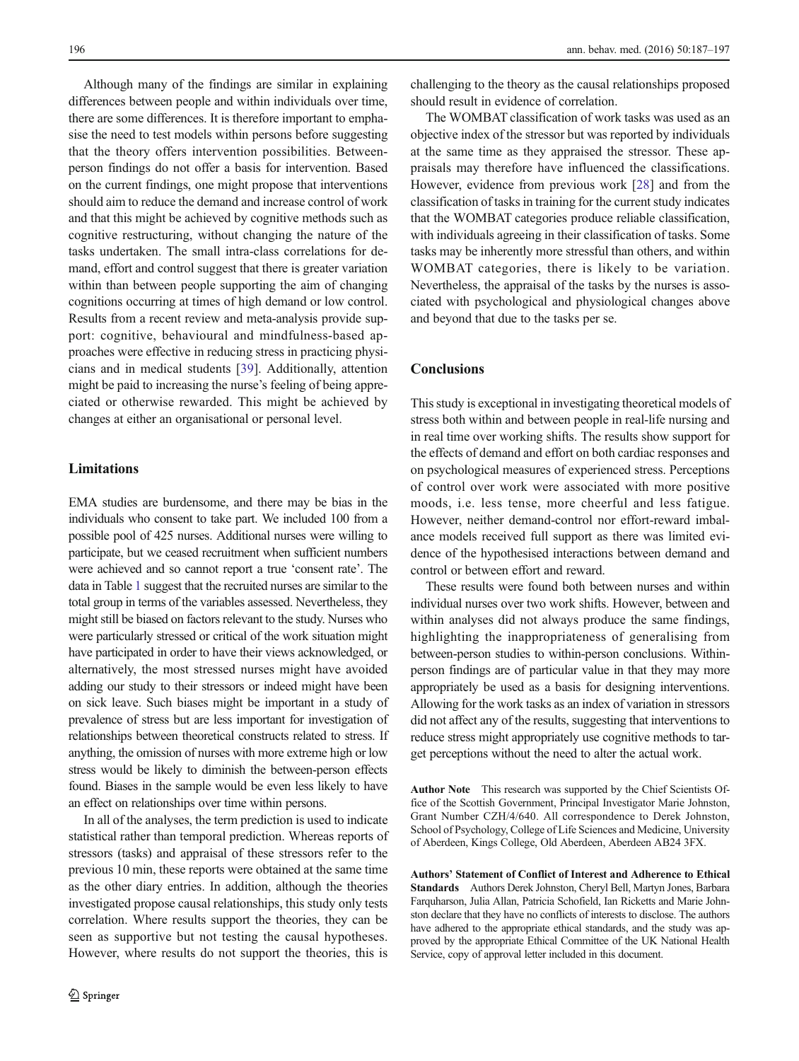Although many of the findings are similar in explaining differences between people and within individuals over time, there are some differences. It is therefore important to emphasise the need to test models within persons before suggesting that the theory offers intervention possibilities. Between-person findings do not offer a basis for intervention. Based on the current findings, one might propose that interventions should aim to reduce the demand and increase control of work and that this might be achieved by cognitive methods such as cognitive restructuring, without changing the nature of the tasks undertaken. The small intra-class correlations for demand, effort and control suggest that there is greater variation within than between people supporting the aim of changing cognitions occurring at times of high demand or low control. Results from a recent review and meta-analysis provide support: cognitive, behavioural and mindfulness-based approaches were effective in reducing stress in practicing physicians and in medical students [39]. Additionally, attention might be paid to increasing the nurse's feeling of being appreciated or otherwise rewarded. This might be achieved by changes at either an organisational or personal level.

## Limitations

EMA studies are burdensome, and there may be bias in the individuals who consent to take part. We included 100 from a possible pool of 425 nurses. Additional nurses were willing to participate, but we ceased recruitment when sufficient numbers were achieved and so cannot report a true 'consent rate'. The data in Table 1 suggest that the recruited nurses are similar to the total group in terms of the variables assessed. Nevertheless, they might still be biased on factors relevant to the study. Nurses who were particularly stressed or critical of the work situation might have participated in order to have their views acknowledged, or alternatively, the most stressed nurses might have avoided adding our study to their stressors or indeed might have been on sick leave. Such biases might be important in a study of prevalence of stress but are less important for investigation of relationships between theoretical constructs related to stress. If anything, the omission of nurses with more extreme high or low stress would be likely to diminish the between-person effects found. Biases in the sample would be even less likely to have an effect on relationships over time within persons.

In all of the analyses, the term prediction is used to indicate statistical rather than temporal prediction. Whereas reports of stressors (tasks) and appraisal of these stressors refer to the previous 10 min, these reports were obtained at the same time as the other diary entries. In addition, although the theories investigated propose causal relationships, this study only tests correlation. Where results support the theories, they can be seen as supportive but not testing the causal hypotheses. However, where results do not support the theories, this is challenging to the theory as the causal relationships proposed should result in evidence of correlation.

The WOMBAT classification of work tasks was used as an objective index of the stressor but was reported by individuals at the same time as they appraised the stressor. These appraisals may therefore have influenced the classifications. However, evidence from previous work [28] and from the classification of tasks in training for the current study indicates that the WOMBAT categories produce reliable classification, with individuals agreeing in their classification of tasks. Some tasks may be inherently more stressful than others, and within WOMBAT categories, there is likely to be variation. Nevertheless, the appraisal of the tasks by the nurses is associated with psychological and physiological changes above and beyond that due to the tasks per se.

## Conclusions

This study is exceptional in investigating theoretical models of stress both within and between people in real-life nursing and in real time over working shifts. The results show support for the effects of demand and effort on both cardiac responses and on psychological measures of experienced stress. Perceptions of control over work were associated with more positive moods, i.e. less tense, more cheerful and less fatigue. However, neither demand-control nor effort-reward imbalance models received full support as there was limited evidence of the hypothesised interactions between demand and control or between effort and reward.

These results were found both between nurses and within individual nurses over two work shifts. However, between and within analyses did not always produce the same findings, highlighting the inappropriateness of generalising from between-person studies to within-person conclusions. Within-person findings are of particular value in that they may more appropriately be used as a basis for designing interventions. Allowing for the work tasks as an index of variation in stressors did not affect any of the results, suggesting that interventions to reduce stress might appropriately use cognitive methods to target perceptions without the need to alter the actual work.

**Author Note** This research was supported by the Chief Scientists Office of the Scottish Government, Principal Investigator Marie Johnston, Grant Number CZH/4/640. All correspondence to Derek Johnston, School of Psychology, College of Life Sciences and Medicine, University of Aberdeen, Kings College, Old Aberdeen, Aberdeen AB24 3FX.

**Authors' Statement of Conflict of Interest and Adherence to Ethical Standards** Authors Derek Johnston, Cheryl Bell, Martyn Jones, Barbara Farquharson, Julia Allan, Patricia Schofield, Ian Ricketts and Marie Johnston declare that they have no conflicts of interests to disclose. The authors have adhered to the appropriate ethical standards, and the study was approved by the appropriate Ethical Committee of the UK National Health Service, copy of approval letter included in this document.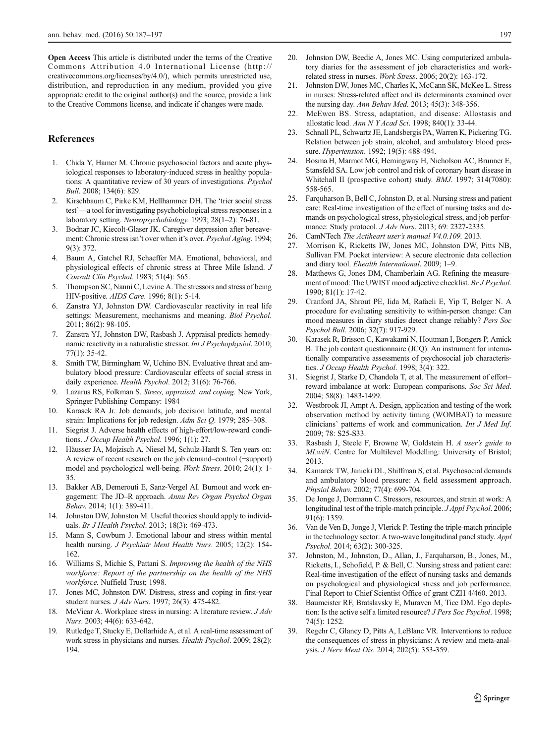**Open Access** This article is distributed under the terms of the Creative Commons Attribution 4.0 International License (http://creativecommons.org/licenses/by/4.0/), which permits unrestricted use, distribution, and reproduction in any medium, provided you give appropriate credit to the original author(s) and the source, provide a link to the Creative Commons license, and indicate if changes were made.

## References

1. Chida Y, Hamer M. Chronic psychosocial factors and acute physiological responses to laboratory-induced stress in healthy populations: A quantitative review of 30 years of investigations. *Psychol Bull*. 2008; 134(6): 829.
2. Kirschbaum C, Pirke KM, Hellhammer DH. The 'trier social stress test'—a tool for investigating psychobiological stress responses in a laboratory setting. *Neuropsychobiology*. 1993; 28(1–2): 76-81.
3. Bodnar JC, Kiecolt-Glaser JK. Caregiver depression after bereavement: Chronic stress isn't over when it's over. *Psychol Aging*. 1994; 9(3): 372.
4. Baum A, Gatchel RJ, Schaeffer MA. Emotional, behavioral, and physiological effects of chronic stress at Three Mile Island. *J Consult Clin Psychol*. 1983; 51(4): 565.
5. Thompson SC, Nanni C, Levine A. The stressors and stress of being HIV-positive. *AIDS Care*. 1996; 8(1): 5-14.
6. Zanstra YJ, Johnston DW. Cardiovascular reactivity in real life settings: Measurement, mechanisms and meaning. *Biol Psychol*. 2011; 86(2): 98-105.
7. Zanstra YJ, Johnston DW, Rasbash J. Appraisal predicts hemodynamic reactivity in a naturalistic stressor. *Int J Psychophysiol*. 2010; 77(1): 35-42.
8. Smith TW, Birmingham W, Uchino BN. Evaluative threat and ambulatory blood pressure: Cardiovascular effects of social stress in daily experience. *Health Psychol*. 2012; 31(6): 76-766.
9. Lazarus RS, Folkman S. *Stress, appraisal, and coping.* New York, Springer Publishing Company: 1984
10. Karasek RA Jr. Job demands, job decision latitude, and mental strain: Implications for job redesign. *Adm Sci Q*. 1979; 285–308.
11. Siegrist J. Adverse health effects of high-effort/low-reward conditions. *J Occup Health Psychol*. 1996; 1(1): 27.
12. Häusser JA, Mojzisch A, Niesel M, Schulz-Hardt S. Ten years on: A review of recent research on the job demand–control (−support) model and psychological well-being. *Work Stress*. 2010; 24(1): 1-35.
13. Bakker AB, Demerouti E, Sanz-Vergel AI. Burnout and work engagement: The JD–R approach. *Annu Rev Organ Psychol Organ Behav*. 2014; 1(1): 389-411.
14. Johnston DW, Johnston M. Useful theories should apply to individuals. *Br J Health Psychol*. 2013; 18(3): 469-473.
15. Mann S, Cowburn J. Emotional labour and stress within mental health nursing. *J Psychiatr Ment Health Nurs*. 2005; 12(2): 154-162.
16. Williams S, Michie S, Pattani S. *Improving the health of the NHS workforce: Report of the partnership on the health of the NHS workforce.* Nuffield Trust; 1998.
17. Jones MC, Johnston DW. Distress, stress and coping in first-year student nurses. *J Adv Nurs*. 1997; 26(3): 475-482.
18. McVicar A. Workplace stress in nursing: A literature review. *J Adv Nurs*. 2003; 44(6): 633-642.
19. Rutledge T, Stucky E, Dollarhide A, et al. A real-time assessment of work stress in physicians and nurses. *Health Psychol*. 2009; 28(2): 194.
20. Johnston DW, Beedie A, Jones MC. Using computerized ambulatory diaries for the assessment of job characteristics and work-related stress in nurses. *Work Stress*. 2006; 20(2): 163-172.
21. Johnston DW, Jones MC, Charles K, McCann SK, McKee L. Stress in nurses: Stress-related affect and its determinants examined over the nursing day. *Ann Behav Med*. 2013; 45(3): 348-356.
22. McEwen BS. Stress, adaptation, and disease: Allostasis and allostatic load. *Ann N Y Acad Sci*. 1998; 840(1): 33-44.
23. Schnall PL, Schwartz JE, Landsbergis PA, Warren K, Pickering TG. Relation between job strain, alcohol, and ambulatory blood pressure. *Hypertension*. 1992; 19(5): 488-494.
24. Bosma H, Marmot MG, Hemingway H, Nicholson AC, Brunner E, Stansfeld SA. Low job control and risk of coronary heart disease in Whitehall II (prospective cohort) study. *BMJ*. 1997; 314(7080): 558-565.
25. Farquharson B, Bell C, Johnston D, et al. Nursing stress and patient care: Real-time investigation of the effect of nursing tasks and demands on psychological stress, physiological stress, and job performance: Study protocol. *J Adv Nurs*. 2013; 69: 2327-2335.
26. CamNTech *The Actiheart user's manual V4.0.109.* 2013.
27. Morrison K, Ricketts IW, Jones MC, Johnston DW, Pitts NB, Sullivan FM. Pocket interview: A secure electronic data collection and diary tool. *Ehealth International*. 2009; 1–9.
28. Matthews G, Jones DM, Chamberlain AG. Refining the measurement of mood: The UWIST mood adjective checklist. *Br J Psychol*. 1990; 81(1): 17-42.
29. Cranford JA, Shrout PE, Iida M, Rafaeli E, Yip T, Bolger N. A procedure for evaluating sensitivity to within-person change: Can mood measures in diary studies detect change reliably? *Pers Soc Psychol Bull*. 2006; 32(7): 917-929.
30. Karasek R, Brisson C, Kawakami N, Houtman I, Bongers P, Amick B. The job content questionnaire (JCQ): An instrument for internationally comparative assessments of psychosocial job characteristics. *J Occup Health Psychol*. 1998; 3(4): 322.
31. Siegrist J, Starke D, Chandola T, et al. The measurement of effort–reward imbalance at work: European comparisons. *Soc Sci Med*. 2004; 58(8): 1483-1499.
32. Westbrook JI, Ampt A. Design, application and testing of the work observation method by activity timing (WOMBAT) to measure clinicians' patterns of work and communication. *Int J Med Inf*. 2009; 78: S25-S33.
33. Rasbash J, Steele F, Browne W, Goldstein H. *A user's guide to MLwiN*. Centre for Multilevel Modelling: University of Bristol; 2013.
34. Kamarck TW, Janicki DL, Shiffman S, et al. Psychosocial demands and ambulatory blood pressure: A field assessment approach. *Physiol Behav*. 2002; 77(4): 699-704.
35. De Jonge J, Dormann C. Stressors, resources, and strain at work: A longitudinal test of the triple-match principle. *J Appl Psychol*. 2006; 91(6): 1359.
36. Van de Ven B, Jonge J, Vlerick P. Testing the triple-match principle in the technology sector: A two-wave longitudinal panel study. *Appl Psychol*. 2014; 63(2): 300-325.
37. Johnston, M., Johnston, D., Allan, J., Farquharson, B., Jones, M., Ricketts, I., Schofield, P. & Bell, C. Nursing stress and patient care: Real-time investigation of the effect of nursing tasks and demands on psychological and physiological stress and job performance. Final Report to Chief Scientist Office of grant CZH 4/460. 2013.
38. Baumeister RF, Bratslavsky E, Muraven M, Tice DM. Ego depletion: Is the active self a limited resource? *J Pers Soc Psychol*. 1998; 74(5): 1252.
39. Regehr C, Glancy D, Pitts A, LeBlanc VR. Interventions to reduce the consequences of stress in physicians: A review and meta-analysis. *J Nerv Ment Dis*. 2014; 202(5): 353-359.